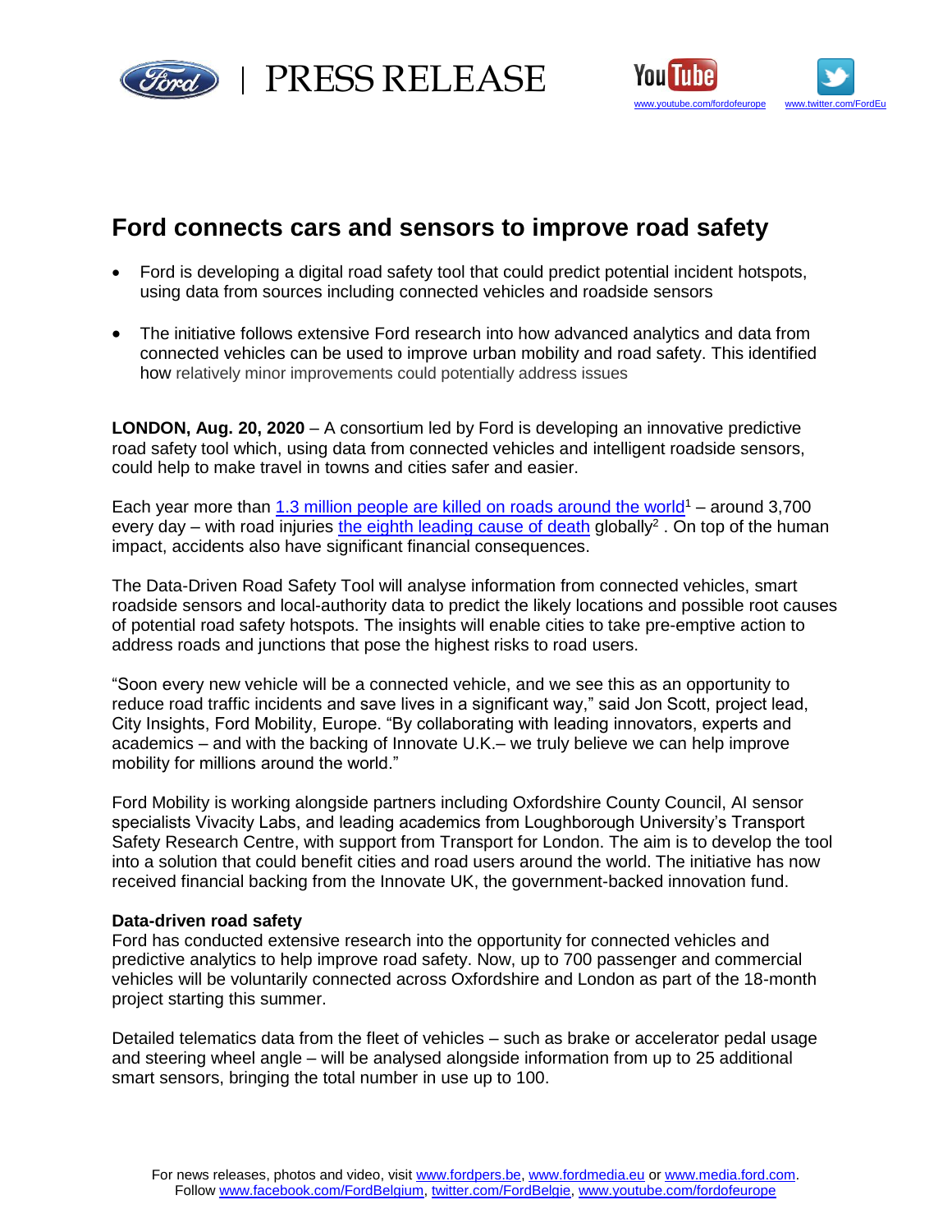PRESS RELEASE

# Ford connects cars and sensors to improve road safety

- Ford is developing a digital road safety tool that could predict potential incident hotspots, using data from sources including connected vehicles and roadside sensors
- The initiative follows extensive Ford research into how advanced analytics and data from connected vehicles can be used to improve urban mobility and road safety. This identified how relatively minor improvements could potentially address issues

**LONDON, Aug. 20, 2020** – A consortium led by Ford is developing an innovative predictive road safety tool which, using data from connected vehicles and intelligent roadside sensors, could help to make travel in towns and cities safer and easier.

Each year more than 1.3 million people are killed on roads around the world[1] – around 3,700 every day – with road injuries the eighth leading cause of death globally[2] . On top of the human impact, accidents also have significant financial consequences.

The Data-Driven Road Safety Tool will analyse information from connected vehicles, smart roadside sensors and local-authority data to predict the likely locations and possible root causes of potential road safety hotspots. The insights will enable cities to take pre-emptive action to address roads and junctions that pose the highest risks to road users.

"Soon every new vehicle will be a connected vehicle, and we see this as an opportunity to reduce road traffic incidents and save lives in a significant way," said Jon Scott, project lead, City Insights, Ford Mobility, Europe. "By collaborating with leading innovators, experts and academics – and with the backing of Innovate U.K.– we truly believe we can help improve mobility for millions around the world."

Ford Mobility is working alongside partners including Oxfordshire County Council, AI sensor specialists Vivacity Labs, and leading academics from Loughborough University's Transport Safety Research Centre, with support from Transport for London. The aim is to develop the tool into a solution that could benefit cities and road users around the world. The initiative has now received financial backing from the Innovate UK, the government-backed innovation fund.

**Data-driven road safety**

Ford has conducted extensive research into the opportunity for connected vehicles and predictive analytics to help improve road safety. Now, up to 700 passenger and commercial vehicles will be voluntarily connected across Oxfordshire and London as part of the 18-month project starting this summer.

Detailed telematics data from the fleet of vehicles – such as brake or accelerator pedal usage and steering wheel angle – will be analysed alongside information from up to 25 additional smart sensors, bringing the total number in use up to 100.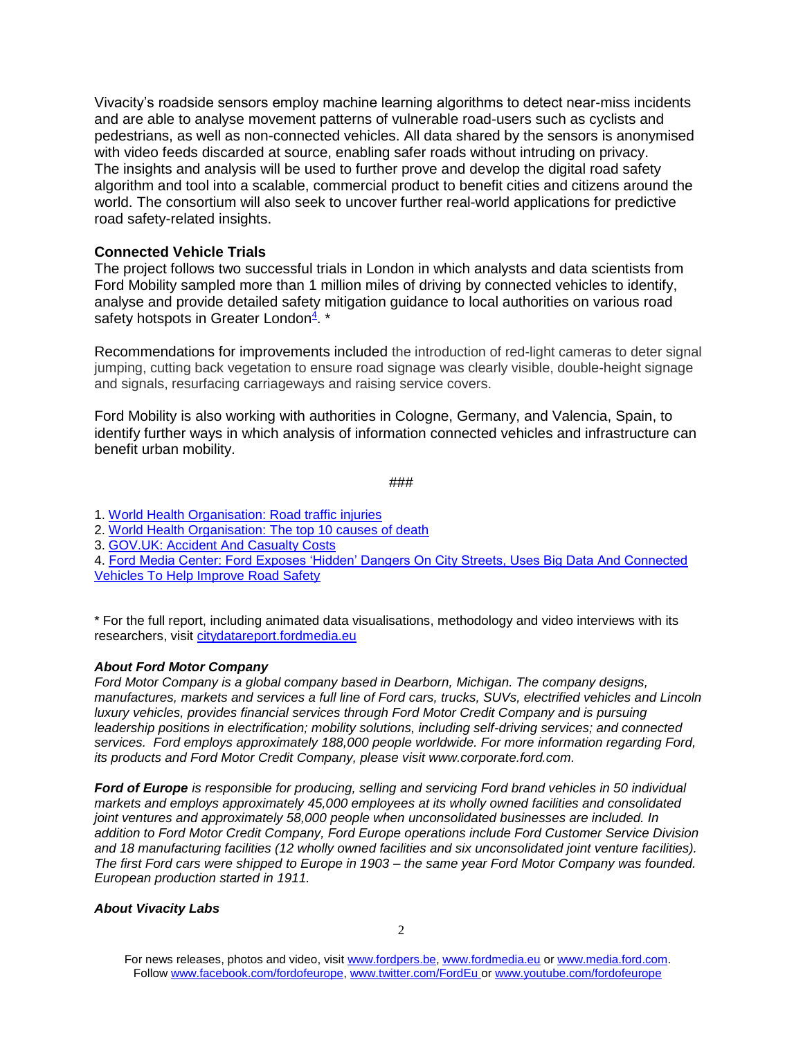Vivacity's roadside sensors employ machine learning algorithms to detect near-miss incidents and are able to analyse movement patterns of vulnerable road-users such as cyclists and pedestrians, as well as non-connected vehicles. All data shared by the sensors is anonymised with video feeds discarded at source, enabling safer roads without intruding on privacy. The insights and analysis will be used to further prove and develop the digital road safety algorithm and tool into a scalable, commercial product to benefit cities and citizens around the world. The consortium will also seek to uncover further real-world applications for predictive road safety-related insights.

**Connected Vehicle Trials**

The project follows two successful trials in London in which analysts and data scientists from Ford Mobility sampled more than 1 million miles of driving by connected vehicles to identify, analyse and provide detailed safety mitigation guidance to local authorities on various road safety hotspots in Greater London[4]. *

Recommendations for improvements included the introduction of red-light cameras to deter signal jumping, cutting back vegetation to ensure road signage was clearly visible, double-height signage and signals, resurfacing carriageways and raising service covers.

Ford Mobility is also working with authorities in Cologne, Germany, and Valencia, Spain, to identify further ways in which analysis of information connected vehicles and infrastructure can benefit urban mobility.

###

1. World Health Organisation: Road traffic injuries
2. World Health Organisation: The top 10 causes of death
3. GOV.UK: Accident And Casualty Costs
4. Ford Media Center: Ford Exposes 'Hidden' Dangers On City Streets, Uses Big Data And Connected Vehicles To Help Improve Road Safety

* For the full report, including animated data visualisations, methodology and video interviews with its researchers, visit citydatareport.fordmedia.eu

***About Ford Motor Company***

*Ford Motor Company is a global company based in Dearborn, Michigan. The company designs, manufactures, markets and services a full line of Ford cars, trucks, SUVs, electrified vehicles and Lincoln luxury vehicles, provides financial services through Ford Motor Credit Company and is pursuing leadership positions in electrification; mobility solutions, including self-driving services; and connected services. Ford employs approximately 188,000 people worldwide. For more information regarding Ford, its products and Ford Motor Credit Company, please visit www.corporate.ford.com.*

***Ford of Europe*** *is responsible for producing, selling and servicing Ford brand vehicles in 50 individual markets and employs approximately 45,000 employees at its wholly owned facilities and consolidated joint ventures and approximately 58,000 people when unconsolidated businesses are included. In addition to Ford Motor Credit Company, Ford Europe operations include Ford Customer Service Division and 18 manufacturing facilities (12 wholly owned facilities and six unconsolidated joint venture facilities). The first Ford cars were shipped to Europe in 1903 – the same year Ford Motor Company was founded. European production started in 1911.*

***About Vivacity Labs***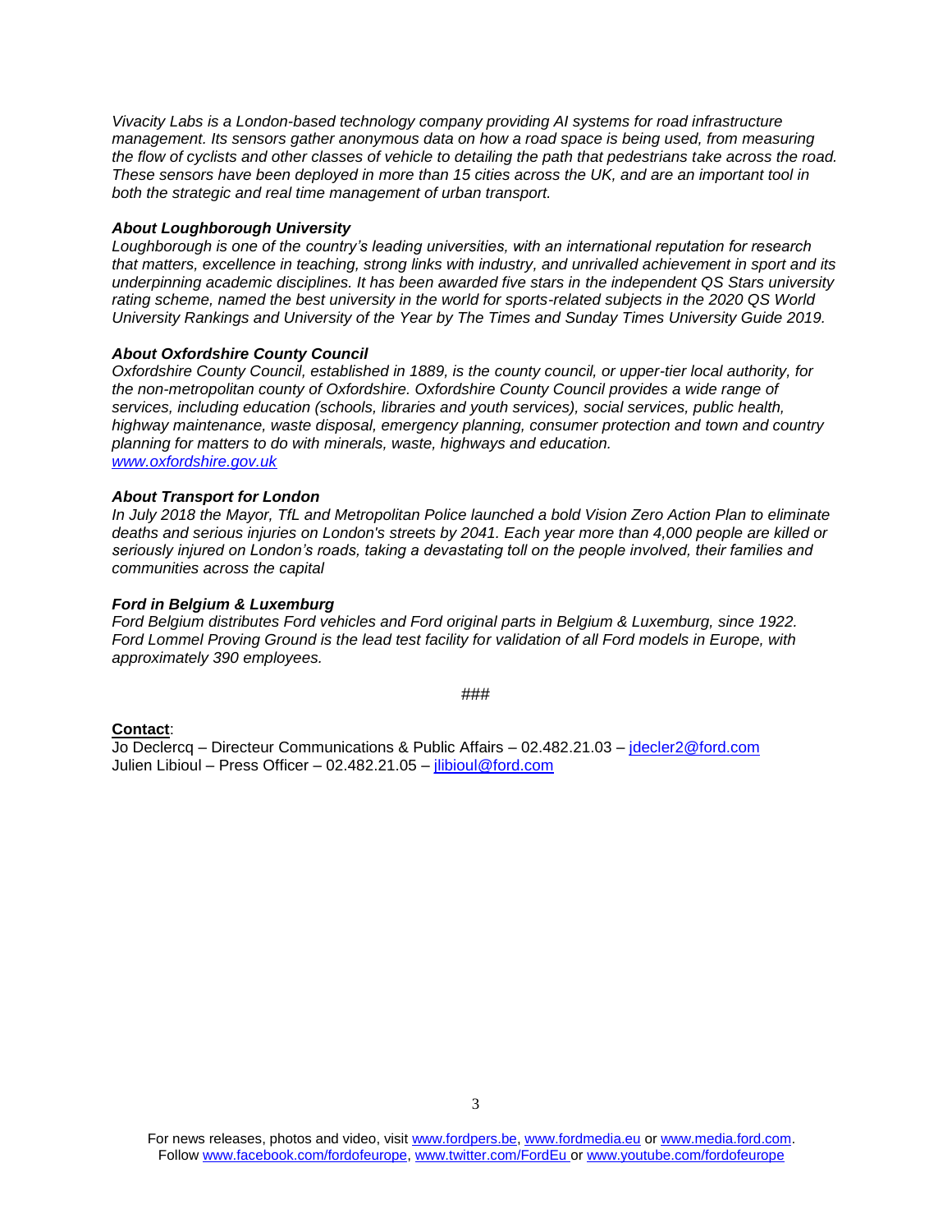*Vivacity Labs is a London-based technology company providing AI systems for road infrastructure management. Its sensors gather anonymous data on how a road space is being used, from measuring the flow of cyclists and other classes of vehicle to detailing the path that pedestrians take across the road. These sensors have been deployed in more than 15 cities across the UK, and are an important tool in both the strategic and real time management of urban transport.*

***About Loughborough University***
*Loughborough is one of the country's leading universities, with an international reputation for research that matters, excellence in teaching, strong links with industry, and unrivalled achievement in sport and its underpinning academic disciplines. It has been awarded five stars in the independent QS Stars university rating scheme, named the best university in the world for sports-related subjects in the 2020 QS World University Rankings and University of the Year by The Times and Sunday Times University Guide 2019.*

***About Oxfordshire County Council***
*Oxfordshire County Council, established in 1889, is the county council, or upper-tier local authority, for the non-metropolitan county of Oxfordshire. Oxfordshire County Council provides a wide range of services, including education (schools, libraries and youth services), social services, public health, highway maintenance, waste disposal, emergency planning, consumer protection and town and country planning for matters to do with minerals, waste, highways and education.*
*www.oxfordshire.gov.uk*

***About Transport for London***
*In July 2018 the Mayor, TfL and Metropolitan Police launched a bold Vision Zero Action Plan to eliminate deaths and serious injuries on London's streets by 2041. Each year more than 4,000 people are killed or seriously injured on London's roads, taking a devastating toll on the people involved, their families and communities across the capital*

***Ford in Belgium & Luxemburg***
*Ford Belgium distributes Ford vehicles and Ford original parts in Belgium & Luxemburg, since 1922. Ford Lommel Proving Ground is the lead test facility for validation of all Ford models in Europe, with approximately 390 employees.*

###

**Contact**:
Jo Declercq – Directeur Communications & Public Affairs – 02.482.21.03 – jdecler2@ford.com
Julien Libioul – Press Officer – 02.482.21.05 – jlibioul@ford.com